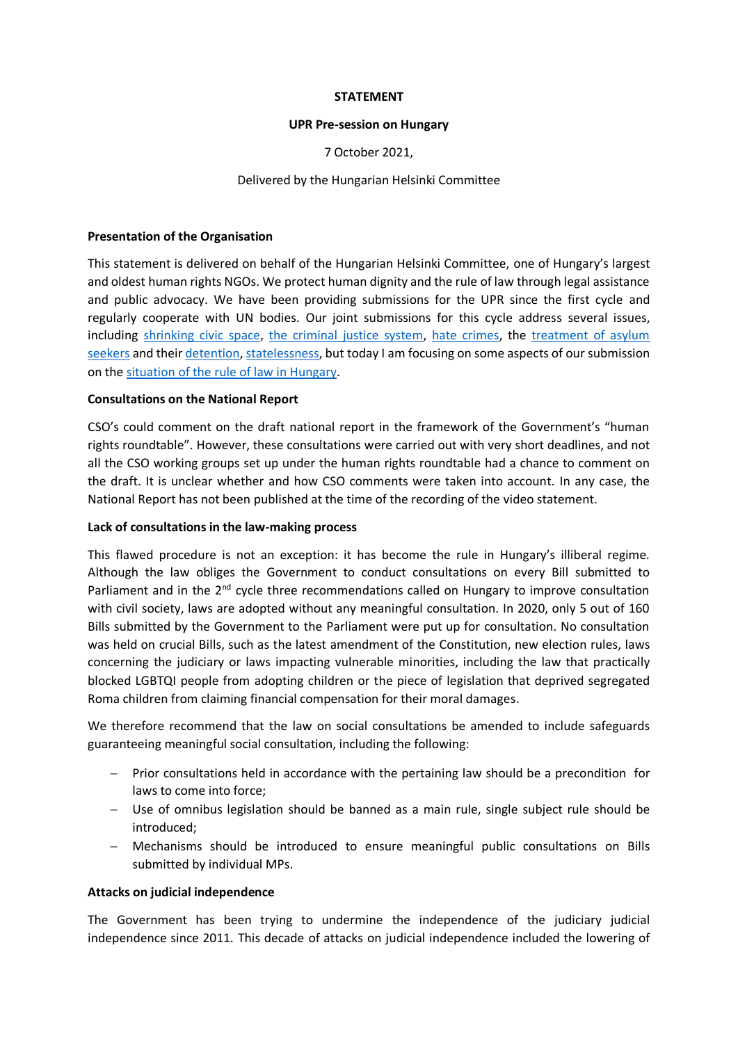**STATEMENT**

**UPR Pre-session on Hungary**

7 October 2021,

Delivered by the Hungarian Helsinki Committee

**Presentation of the Organisation**

This statement is delivered on behalf of the Hungarian Helsinki Committee, one of Hungary's largest and oldest human rights NGOs. We protect human dignity and the rule of law through legal assistance and public advocacy. We have been providing submissions for the UPR since the first cycle and regularly cooperate with UN bodies. Our joint submissions for this cycle address several issues, including shrinking civic space, the criminal justice system, hate crimes, the treatment of asylum seekers and their detention, statelessness, but today I am focusing on some aspects of our submission on the situation of the rule of law in Hungary.

**Consultations on the National Report**

CSO's could comment on the draft national report in the framework of the Government's "human rights roundtable". However, these consultations were carried out with very short deadlines, and not all the CSO working groups set up under the human rights roundtable had a chance to comment on the draft. It is unclear whether and how CSO comments were taken into account. In any case, the National Report has not been published at the time of the recording of the video statement.

**Lack of consultations in the law-making process**

This flawed procedure is not an exception: it has become the rule in Hungary's illiberal regime. Although the law obliges the Government to conduct consultations on every Bill submitted to Parliament and in the 2nd cycle three recommendations called on Hungary to improve consultation with civil society, laws are adopted without any meaningful consultation. In 2020, only 5 out of 160 Bills submitted by the Government to the Parliament were put up for consultation. No consultation was held on crucial Bills, such as the latest amendment of the Constitution, new election rules, laws concerning the judiciary or laws impacting vulnerable minorities, including the law that practically blocked LGBTQI people from adopting children or the piece of legislation that deprived segregated Roma children from claiming financial compensation for their moral damages.

We therefore recommend that the law on social consultations be amended to include safeguards guaranteeing meaningful social consultation, including the following:

- Prior consultations held in accordance with the pertaining law should be a precondition for laws to come into force;
- Use of omnibus legislation should be banned as a main rule, single subject rule should be introduced;
- Mechanisms should be introduced to ensure meaningful public consultations on Bills submitted by individual MPs.

**Attacks on judicial independence**

The Government has been trying to undermine the independence of the judiciary judicial independence since 2011. This decade of attacks on judicial independence included the lowering of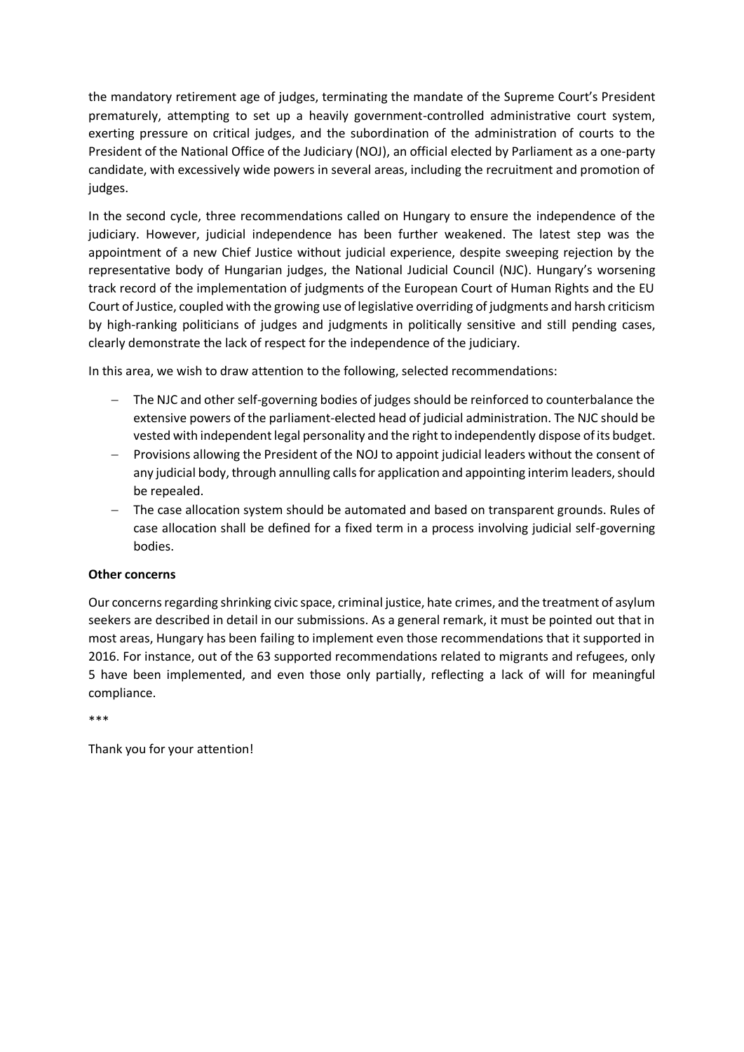the mandatory retirement age of judges, terminating the mandate of the Supreme Court's President prematurely, attempting to set up a heavily government-controlled administrative court system, exerting pressure on critical judges, and the subordination of the administration of courts to the President of the National Office of the Judiciary (NOJ), an official elected by Parliament as a one-party candidate, with excessively wide powers in several areas, including the recruitment and promotion of judges.

In the second cycle, three recommendations called on Hungary to ensure the independence of the judiciary. However, judicial independence has been further weakened. The latest step was the appointment of a new Chief Justice without judicial experience, despite sweeping rejection by the representative body of Hungarian judges, the National Judicial Council (NJC). Hungary's worsening track record of the implementation of judgments of the European Court of Human Rights and the EU Court of Justice, coupled with the growing use of legislative overriding of judgments and harsh criticism by high-ranking politicians of judges and judgments in politically sensitive and still pending cases, clearly demonstrate the lack of respect for the independence of the judiciary.

In this area, we wish to draw attention to the following, selected recommendations:

- The NJC and other self-governing bodies of judges should be reinforced to counterbalance the extensive powers of the parliament-elected head of judicial administration. The NJC should be vested with independent legal personality and the right to independently dispose of its budget.
- Provisions allowing the President of the NOJ to appoint judicial leaders without the consent of any judicial body, through annulling calls for application and appointing interim leaders, should be repealed.
- The case allocation system should be automated and based on transparent grounds. Rules of case allocation shall be defined for a fixed term in a process involving judicial self-governing bodies.

**Other concerns**

Our concerns regarding shrinking civic space, criminal justice, hate crimes, and the treatment of asylum seekers are described in detail in our submissions. As a general remark, it must be pointed out that in most areas, Hungary has been failing to implement even those recommendations that it supported in 2016. For instance, out of the 63 supported recommendations related to migrants and refugees, only 5 have been implemented, and even those only partially, reflecting a lack of will for meaningful compliance.

\*\*\*

Thank you for your attention!